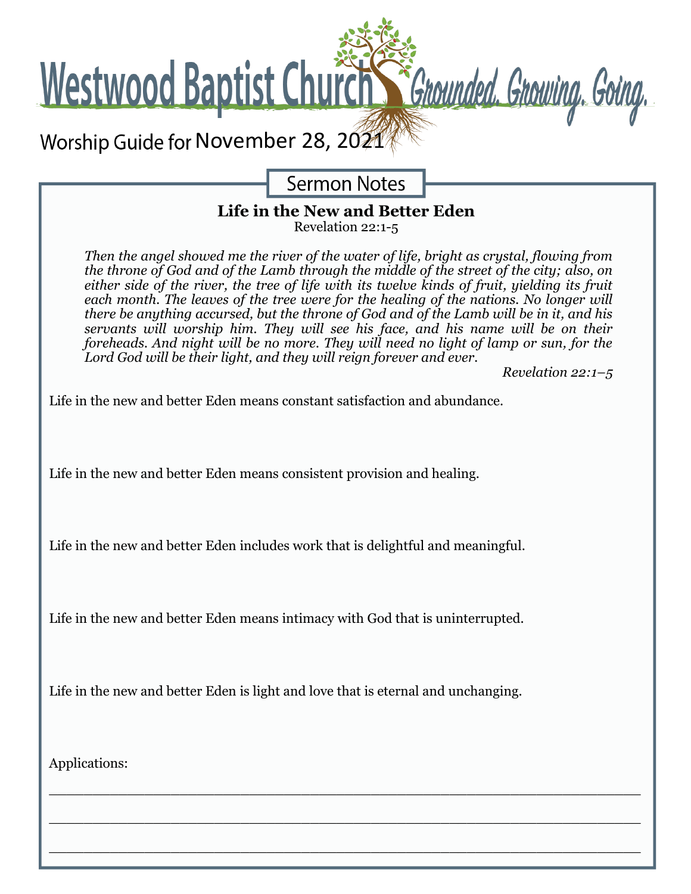# Westwood Baptist Church

*Grounded. Growing. Going.*

Worship Guide for November 28, 2021

## Sermon Notes

### Life in the New and Better Eden

Revelation 22:1-5

*Then the angel showed me the river of the water of life, bright as crystal, flowing from the throne of God and of the Lamb through the middle of the street of the city; also, on either side of the river, the tree of life with its twelve kinds of fruit, yielding its fruit each month. The leaves of the tree were for the healing of the nations. No longer will there be anything accursed, but the throne of God and of the Lamb will be in it, and his servants will worship him. They will see his face, and his name will be on their foreheads. And night will be no more. They will need no light of lamp or sun, for the Lord God will be their light, and they will reign forever and ever.*

*Revelation 22:1–5*

Life in the new and better Eden means constant satisfaction and abundance.

Life in the new and better Eden means consistent provision and healing.

Life in the new and better Eden includes work that is delightful and meaningful.

Life in the new and better Eden means intimacy with God that is uninterrupted.

Life in the new and better Eden is light and love that is eternal and unchanging.

Applications:

\_\_\_\_\_\_\_\_\_\_\_\_\_\_\_\_\_\_\_\_\_\_\_\_\_\_\_\_\_\_\_\_\_\_\_\_\_\_\_\_\_\_\_\_\_\_\_\_\_\_\_\_\_\_\_\_\_\_\_\_

\_\_\_\_\_\_\_\_\_\_\_\_\_\_\_\_\_\_\_\_\_\_\_\_\_\_\_\_\_\_\_\_\_\_\_\_\_\_\_\_\_\_\_\_\_\_\_\_\_\_\_\_\_\_\_\_\_\_\_\_

\_\_\_\_\_\_\_\_\_\_\_\_\_\_\_\_\_\_\_\_\_\_\_\_\_\_\_\_\_\_\_\_\_\_\_\_\_\_\_\_\_\_\_\_\_\_\_\_\_\_\_\_\_\_\_\_\_\_\_\_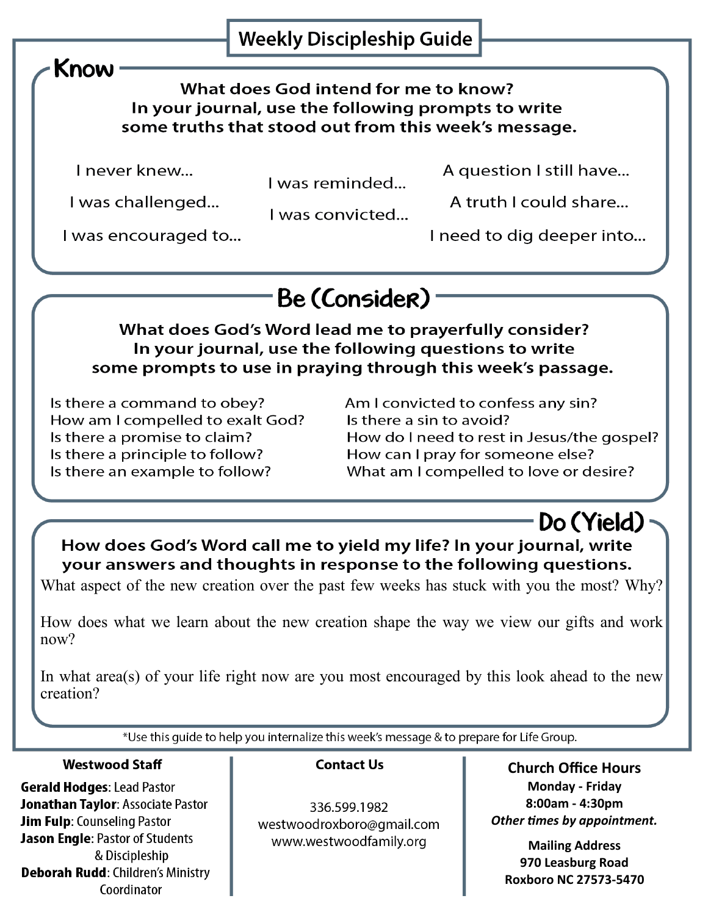# Weekly Discipleship Guide

## Know

**What does God intend for me to know?**
**In your journal, use the following prompts to write some truths that stood out from this week's message.**

- I never knew...
- I was challenged...
- I was encouraged to...
- I was reminded...
- I was convicted...
- A question I still have...
- A truth I could share...
- I need to dig deeper into...

## Be (Consider)

**What does God's Word lead me to prayerfully consider?**
**In your journal, use the following questions to write some prompts to use in praying through this week's passage.**

- Is there a command to obey?
- How am I compelled to exalt God?
- Is there a promise to claim?
- Is there a principle to follow?
- Is there an example to follow?
- Am I convicted to confess any sin?
- Is there a sin to avoid?
- How do I need to rest in Jesus/the gospel?
- How can I pray for someone else?
- What am I compelled to love or desire?

## Do (Yield)

**How does God's Word call me to yield my life? In your journal, write your answers and thoughts in response to the following questions.**

What aspect of the new creation over the past few weeks has stuck with you the most? Why?

How does what we learn about the new creation shape the way we view our gifts and work now?

In what area(s) of your life right now are you most encouraged by this look ahead to the new creation?

*Use this guide to help you internalize this week's message & to prepare for Life Group.

### Westwood Staff

**Gerald Hodges**: Lead Pastor
**Jonathan Taylor**: Associate Pastor
**Jim Fulp**: Counseling Pastor
**Jason Engle**: Pastor of Students & Discipleship
**Deborah Rudd**: Children's Ministry Coordinator

### Contact Us

336.599.1982
westwoodroxboro@gmail.com
www.westwoodfamily.org

### Church Office Hours

**Monday - Friday**
**8:00am - 4:30pm**
***Other times by appointment.***

**Mailing Address**
**970 Leasburg Road**
**Roxboro NC 27573-5470**